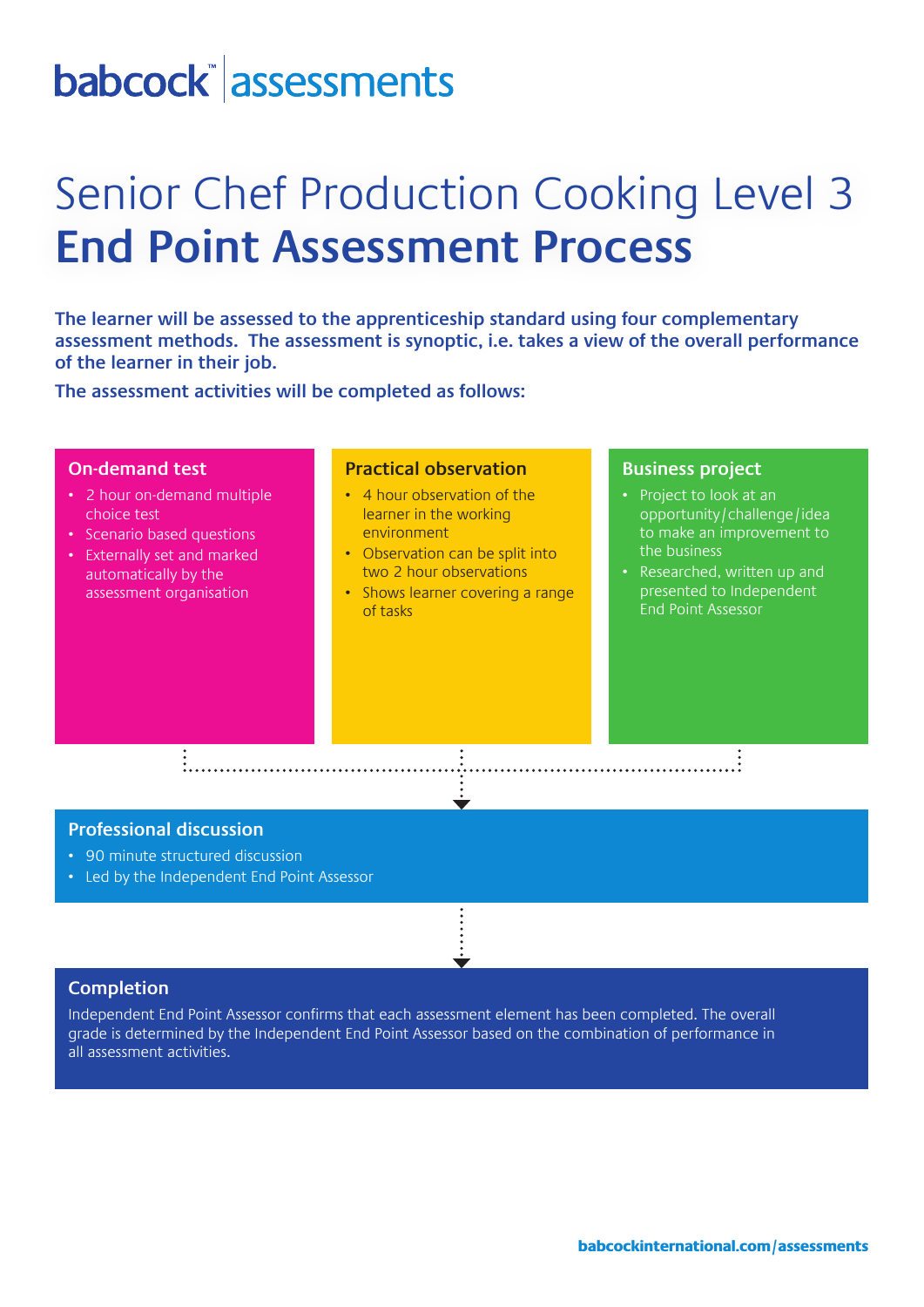babcock™ assessments

# Senior Chef Production Cooking Level 3
# **End Point Assessment Process**

**The learner will be assessed to the apprenticeship standard using four complementary assessment methods. The assessment is synoptic, i.e. takes a view of the overall performance of the learner in their job.**

**The assessment activities will be completed as follows:**

## On-demand test

- 2 hour on-demand multiple choice test
- Scenario based questions
- Externally set and marked automatically by the assessment organisation

## Practical observation

- 4 hour observation of the learner in the working environment
- Observation can be split into two 2 hour observations
- Shows learner covering a range of tasks

## Business project

- Project to look at an opportunity/challenge/idea to make an improvement to the business
- Researched, written up and presented to Independent End Point Assessor

## Professional discussion

- 90 minute structured discussion
- Led by the Independent End Point Assessor

## Completion

Independent End Point Assessor confirms that each assessment element has been completed. The overall grade is determined by the Independent End Point Assessor based on the combination of performance in all assessment activities.

babcockinternational.com/assessments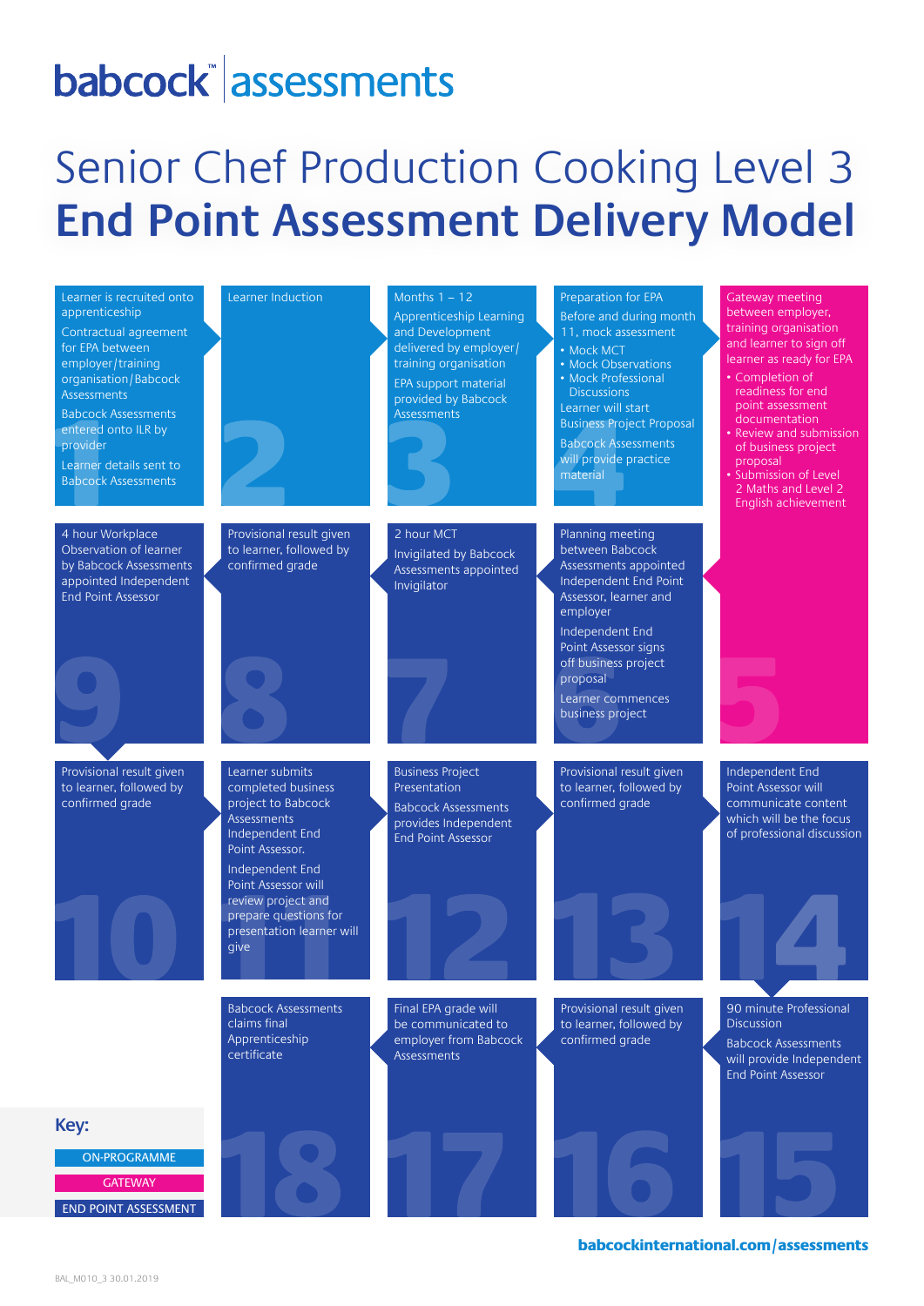babcock™ assessments

# Senior Chef Production Cooking Level 3
# **End Point Assessment Delivery Model**

**1**

Learner is recruited onto apprenticeship

Contractual agreement for EPA between employer/training organisation/Babcock Assessments

Babcock Assessments entered onto ILR by provider

Learner details sent to Babcock Assessments

**2**

Learner Induction

**3**

Months 1 – 12

Apprenticeship Learning and Development delivered by employer/ training organisation

EPA support material provided by Babcock Assessments

**4**

Preparation for EPA

Before and during month 11, mock assessment

- Mock MCT
- Mock Observations
- Mock Professional Discussions

Learner will start Business Project Proposal

Babcock Assessments will provide practice material

**5**

Gateway meeting between employer, training organisation and learner to sign off learner as ready for EPA

- Completion of readiness for end point assessment documentation
- Review and submission of business project proposal
- Submission of Level 2 Maths and Level 2 English achievement

**6**

Planning meeting between Babcock Assessments appointed Independent End Point Assessor, learner and employer

Independent End Point Assessor signs off business project proposal

Learner commences business project

**7**

2 hour MCT

Invigilated by Babcock Assessments appointed Invigilator

**8**

Provisional result given to learner, followed by confirmed grade

**9**

4 hour Workplace Observation of learner by Babcock Assessments appointed Independent End Point Assessor

**10**

Provisional result given to learner, followed by confirmed grade

**11**

Learner submits completed business project to Babcock Assessments Independent End Point Assessor.

Independent End Point Assessor will review project and prepare questions for presentation learner will give

**12**

Business Project Presentation

Babcock Assessments provides Independent End Point Assessor

**13**

Provisional result given to learner, followed by confirmed grade

**14**

Independent End Point Assessor will communicate content which will be the focus of professional discussion

**15**

90 minute Professional Discussion

Babcock Assessments will provide Independent End Point Assessor

**16**

Provisional result given to learner, followed by confirmed grade

**17**

Final EPA grade will be communicated to employer from Babcock Assessments

**18**

Babcock Assessments claims final Apprenticeship certificate

**Key:**

- ON-PROGRAMME
- GATEWAY
- END POINT ASSESSMENT

**babcockinternational.com/assessments**

BAL_M010_3 30.01.2019